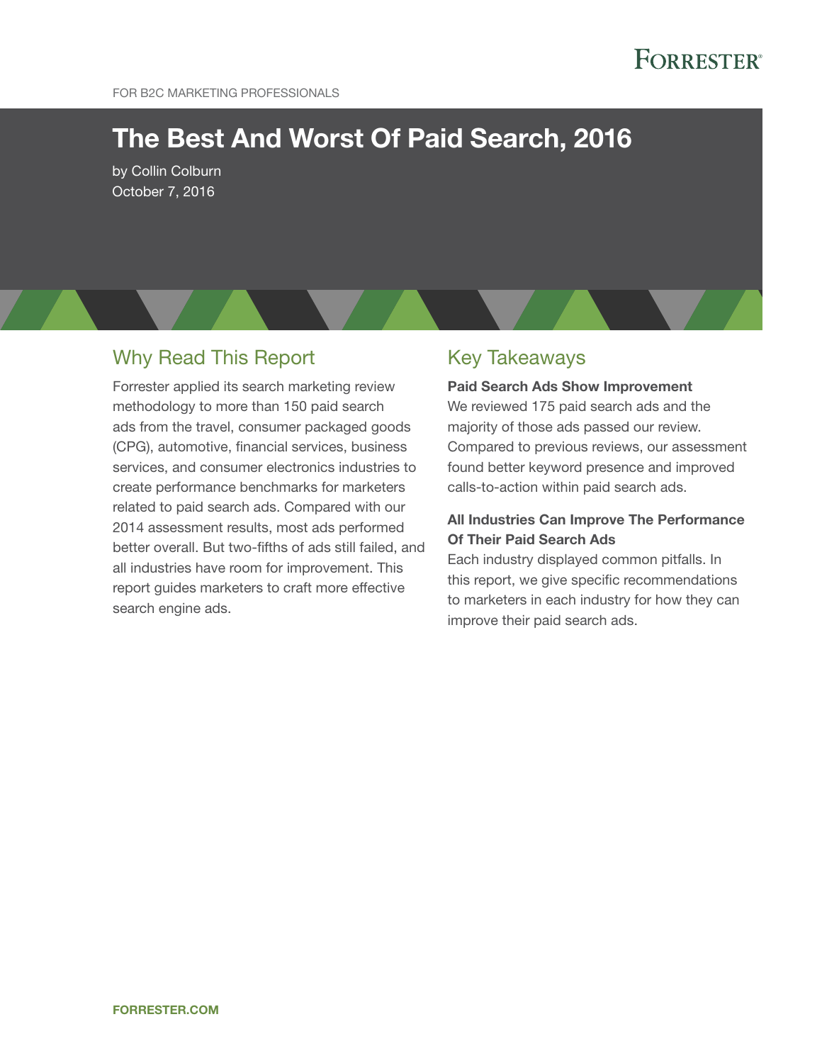FOR B2C MARKETING PROFESSIONALS

# The Best And Worst Of Paid Search, 2016

by Collin Colburn
October 7, 2016

## Why Read This Report

Forrester applied its search marketing review methodology to more than 150 paid search ads from the travel, consumer packaged goods (CPG), automotive, financial services, business services, and consumer electronics industries to create performance benchmarks for marketers related to paid search ads. Compared with our 2014 assessment results, most ads performed better overall. But two-fifths of ads still failed, and all industries have room for improvement. This report guides marketers to craft more effective search engine ads.

## Key Takeaways

**Paid Search Ads Show Improvement**
We reviewed 175 paid search ads and the majority of those ads passed our review. Compared to previous reviews, our assessment found better keyword presence and improved calls-to-action within paid search ads.

**All Industries Can Improve The Performance Of Their Paid Search Ads**
Each industry displayed common pitfalls. In this report, we give specific recommendations to marketers in each industry for how they can improve their paid search ads.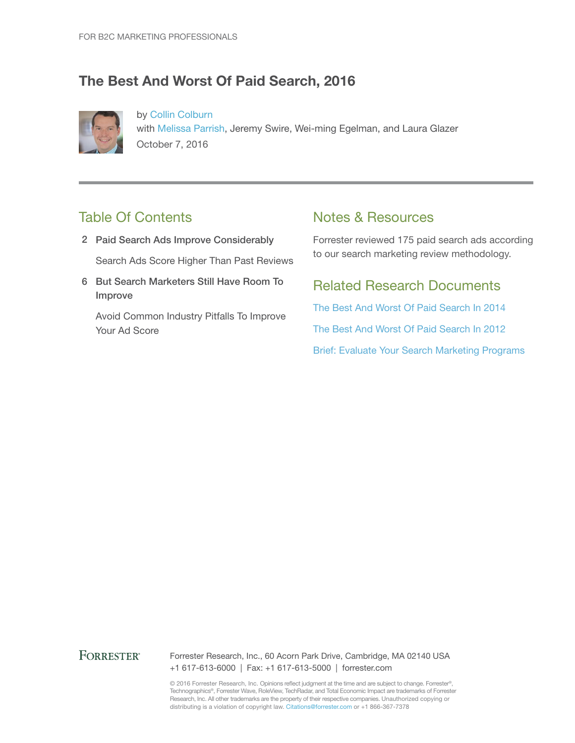FOR B2C MARKETING PROFESSIONALS

# The Best And Worst Of Paid Search, 2016

by Collin Colburn
with Melissa Parrish, Jeremy Swire, Wei-ming Egelman, and Laura Glazer
October 7, 2016

## Table Of Contents

2 **Paid Search Ads Improve Considerably**

Search Ads Score Higher Than Past Reviews

6 **But Search Marketers Still Have Room To Improve**

Avoid Common Industry Pitfalls To Improve Your Ad Score

## Notes & Resources

Forrester reviewed 175 paid search ads according to our search marketing review methodology.

## Related Research Documents

The Best And Worst Of Paid Search In 2014

The Best And Worst Of Paid Search In 2012

Brief: Evaluate Your Search Marketing Programs

FORRESTER®

Forrester Research, Inc., 60 Acorn Park Drive, Cambridge, MA 02140 USA
+1 617-613-6000 | Fax: +1 617-613-5000 | forrester.com

© 2016 Forrester Research, Inc. Opinions reflect judgment at the time and are subject to change. Forrester®, Technographics®, Forrester Wave, RoleView, TechRadar, and Total Economic Impact are trademarks of Forrester Research, Inc. All other trademarks are the property of their respective companies. Unauthorized copying or distributing is a violation of copyright law. Citations@forrester.com or +1 866-367-7378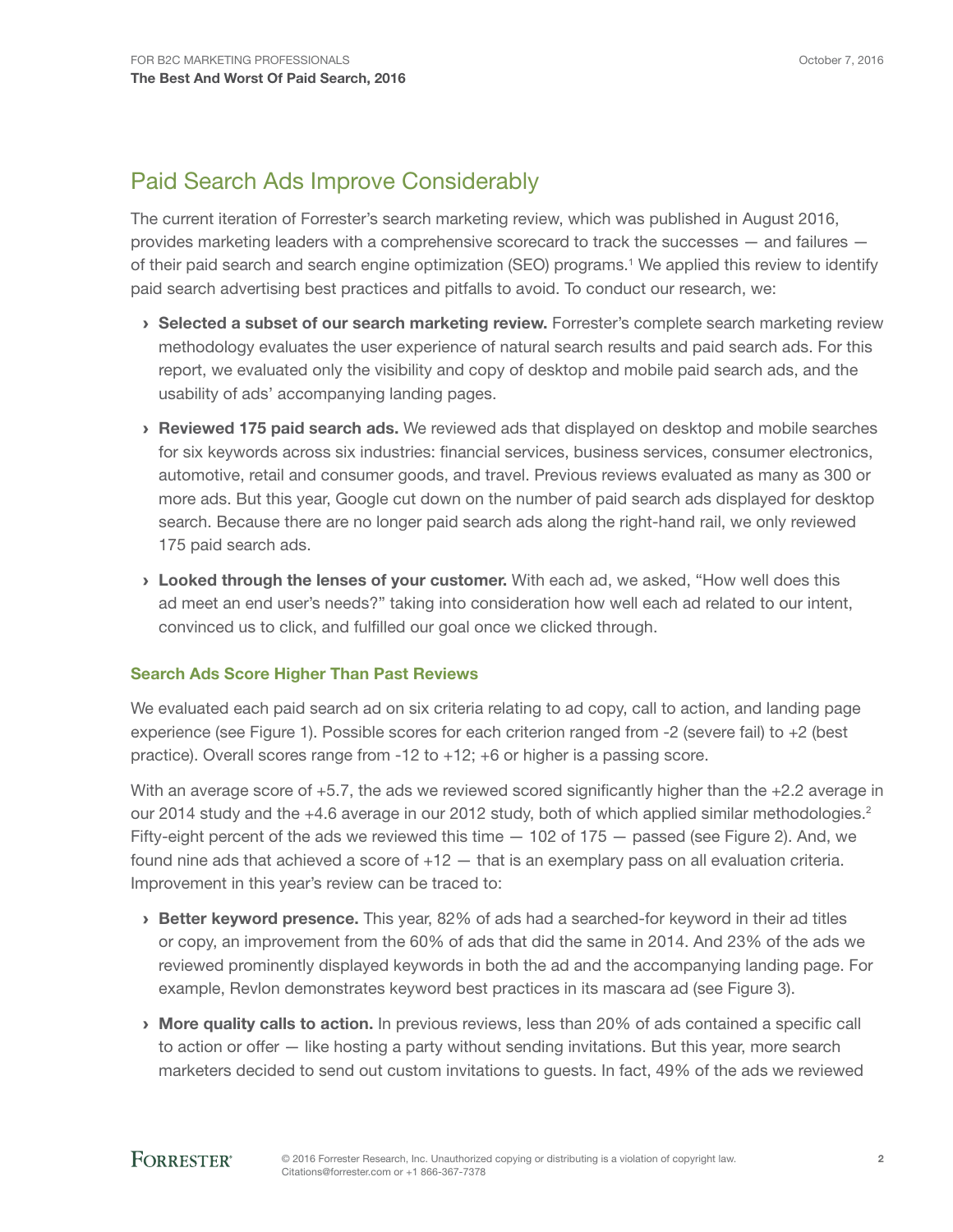## Paid Search Ads Improve Considerably

The current iteration of Forrester's search marketing review, which was published in August 2016, provides marketing leaders with a comprehensive scorecard to track the successes — and failures — of their paid search and search engine optimization (SEO) programs.[1] We applied this review to identify paid search advertising best practices and pitfalls to avoid. To conduct our research, we:

- **Selected a subset of our search marketing review.** Forrester's complete search marketing review methodology evaluates the user experience of natural search results and paid search ads. For this report, we evaluated only the visibility and copy of desktop and mobile paid search ads, and the usability of ads' accompanying landing pages.
- **Reviewed 175 paid search ads.** We reviewed ads that displayed on desktop and mobile searches for six keywords across six industries: financial services, business services, consumer electronics, automotive, retail and consumer goods, and travel. Previous reviews evaluated as many as 300 or more ads. But this year, Google cut down on the number of paid search ads displayed for desktop search. Because there are no longer paid search ads along the right-hand rail, we only reviewed 175 paid search ads.
- **Looked through the lenses of your customer.** With each ad, we asked, "How well does this ad meet an end user's needs?" taking into consideration how well each ad related to our intent, convinced us to click, and fulfilled our goal once we clicked through.

### Search Ads Score Higher Than Past Reviews

We evaluated each paid search ad on six criteria relating to ad copy, call to action, and landing page experience (see Figure 1). Possible scores for each criterion ranged from -2 (severe fail) to +2 (best practice). Overall scores range from -12 to +12; +6 or higher is a passing score.

With an average score of +5.7, the ads we reviewed scored significantly higher than the +2.2 average in our 2014 study and the +4.6 average in our 2012 study, both of which applied similar methodologies.[2] Fifty-eight percent of the ads we reviewed this time — 102 of 175 — passed (see Figure 2). And, we found nine ads that achieved a score of +12 — that is an exemplary pass on all evaluation criteria. Improvement in this year's review can be traced to:

- **Better keyword presence.** This year, 82% of ads had a searched-for keyword in their ad titles or copy, an improvement from the 60% of ads that did the same in 2014. And 23% of the ads we reviewed prominently displayed keywords in both the ad and the accompanying landing page. For example, Revlon demonstrates keyword best practices in its mascara ad (see Figure 3).
- **More quality calls to action.** In previous reviews, less than 20% of ads contained a specific call to action or offer — like hosting a party without sending invitations. But this year, more search marketers decided to send out custom invitations to guests. In fact, 49% of the ads we reviewed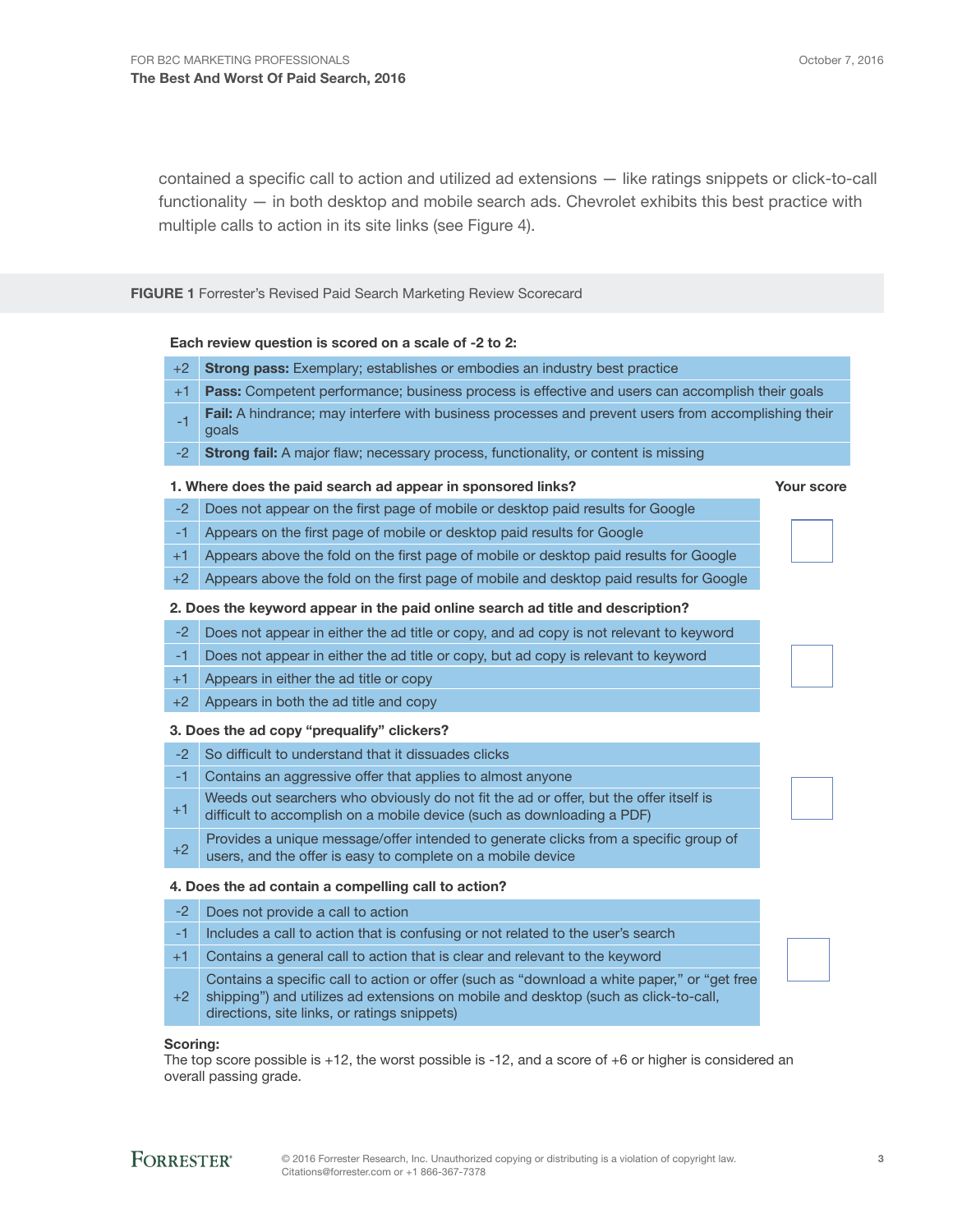contained a specific call to action and utilized ad extensions — like ratings snippets or click-to-call functionality — in both desktop and mobile search ads. Chevrolet exhibits this best practice with multiple calls to action in its site links (see Figure 4).

**FIGURE 1** Forrester's Revised Paid Search Marketing Review Scorecard

**Each review question is scored on a scale of -2 to 2:**

| Score | Description |
|---|---|
| +2 | **Strong pass:** Exemplary; establishes or embodies an industry best practice |
| +1 | **Pass:** Competent performance; business process is effective and users can accomplish their goals |
| -1 | **Fail:** A hindrance; may interfere with business processes and prevent users from accomplishing their goals |
| -2 | **Strong fail:** A major flaw; necessary process, functionality, or content is missing |

**1. Where does the paid search ad appear in sponsored links?**

| Score | Criteria | Your score |
|---|---|---|
| -2 | Does not appear on the first page of mobile or desktop paid results for Google | |
| -1 | Appears on the first page of mobile or desktop paid results for Google | |
| +1 | Appears above the fold on the first page of mobile or desktop paid results for Google | |
| +2 | Appears above the fold on the first page of mobile and desktop paid results for Google | |

**2. Does the keyword appear in the paid online search ad title and description?**

| Score | Criteria | Your score |
|---|---|---|
| -2 | Does not appear in either the ad title or copy, and ad copy is not relevant to keyword | |
| -1 | Does not appear in either the ad title or copy, but ad copy is relevant to keyword | |
| +1 | Appears in either the ad title or copy | |
| +2 | Appears in both the ad title and copy | |

**3. Does the ad copy "prequalify" clickers?**

| Score | Criteria | Your score |
|---|---|---|
| -2 | So difficult to understand that it dissuades clicks | |
| -1 | Contains an aggressive offer that applies to almost anyone | |
| +1 | Weeds out searchers who obviously do not fit the ad or offer, but the offer itself is difficult to accomplish on a mobile device (such as downloading a PDF) | |
| +2 | Provides a unique message/offer intended to generate clicks from a specific group of users, and the offer is easy to complete on a mobile device | |

**4. Does the ad contain a compelling call to action?**

| Score | Criteria | Your score |
|---|---|---|
| -2 | Does not provide a call to action | |
| -1 | Includes a call to action that is confusing or not related to the user's search | |
| +1 | Contains a general call to action that is clear and relevant to the keyword | |
| +2 | Contains a specific call to action or offer (such as "download a white paper," or "get free shipping") and utilizes ad extensions on mobile and desktop (such as click-to-call, directions, site links, or ratings snippets) | |

**Scoring:**
The top score possible is +12, the worst possible is -12, and a score of +6 or higher is considered an overall passing grade.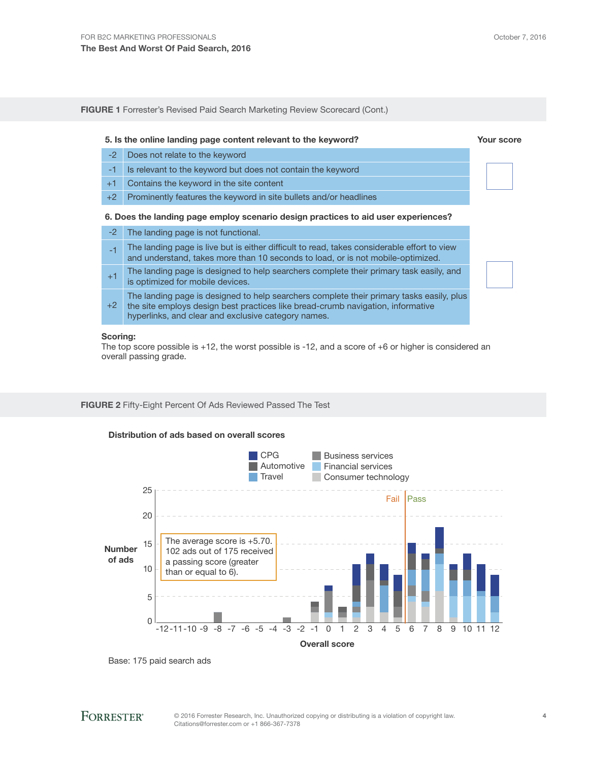**FIGURE 1** Forrester's Revised Paid Search Marketing Review Scorecard (Cont.)

**5. Is the online landing page content relevant to the keyword?**

| Score | Description |
|---|---|
| -2 | Does not relate to the keyword |
| -1 | Is relevant to the keyword but does not contain the keyword |
| +1 | Contains the keyword in the site content |
| +2 | Prominently features the keyword in site bullets and/or headlines |

Your score: ____

**6. Does the landing page employ scenario design practices to aid user experiences?**

| Score | Description |
|---|---|
| -2 | The landing page is not functional. |
| -1 | The landing page is live but is either difficult to read, takes considerable effort to view and understand, takes more than 10 seconds to load, or is not mobile-optimized. |
| +1 | The landing page is designed to help searchers complete their primary task easily, and is optimized for mobile devices. |
| +2 | The landing page is designed to help searchers complete their primary tasks easily, plus the site employs design best practices like bread-crumb navigation, informative hyperlinks, and clear and exclusive category names. |

Your score: ____

**Scoring:**
The top score possible is +12, the worst possible is -12, and a score of +6 or higher is considered an overall passing grade.

**FIGURE 2** Fifty-Eight Percent Of Ads Reviewed Passed The Test

**Distribution of ads based on overall scores**

Legend: CPG, Automotive, Travel, Business services, Financial services, Consumer technology

Y-axis: Number of ads (0–25). X-axis: Overall score (-12 to 12). Fail / Pass threshold at 6.

The average score is +5.70. 102 ads out of 175 received a passing score (greater than or equal to 6).

Base: 175 paid search ads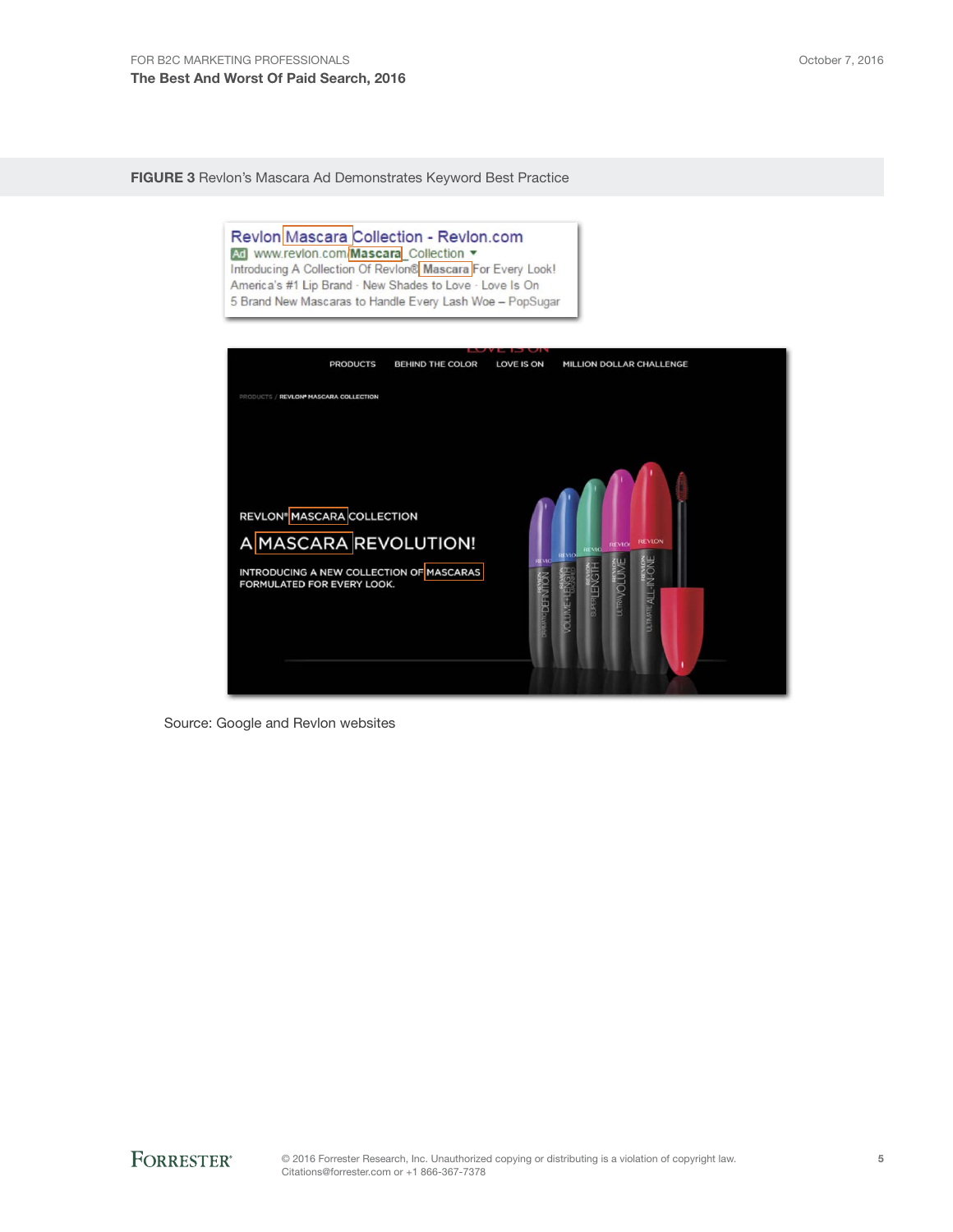**FIGURE 3** Revlon's Mascara Ad Demonstrates Keyword Best Practice

Revlon Mascara Collection - Revlon.com
Ad www.revlon.com/Mascara_Collection
Introducing A Collection Of Revlon® Mascara For Every Look!
America's #1 Lip Brand · New Shades to Love · Love Is On
5 Brand New Mascaras to Handle Every Lash Woe – PopSugar

PRODUCTS BEHIND THE COLOR LOVE IS ON MILLION DOLLAR CHALLENGE

PRODUCTS / REVLON® MASCARA COLLECTION

REVLON® MASCARA COLLECTION

A MASCARA REVOLUTION!

INTRODUCING A NEW COLLECTION OF MASCARAS FORMULATED FOR EVERY LOOK.

Source: Google and Revlon websites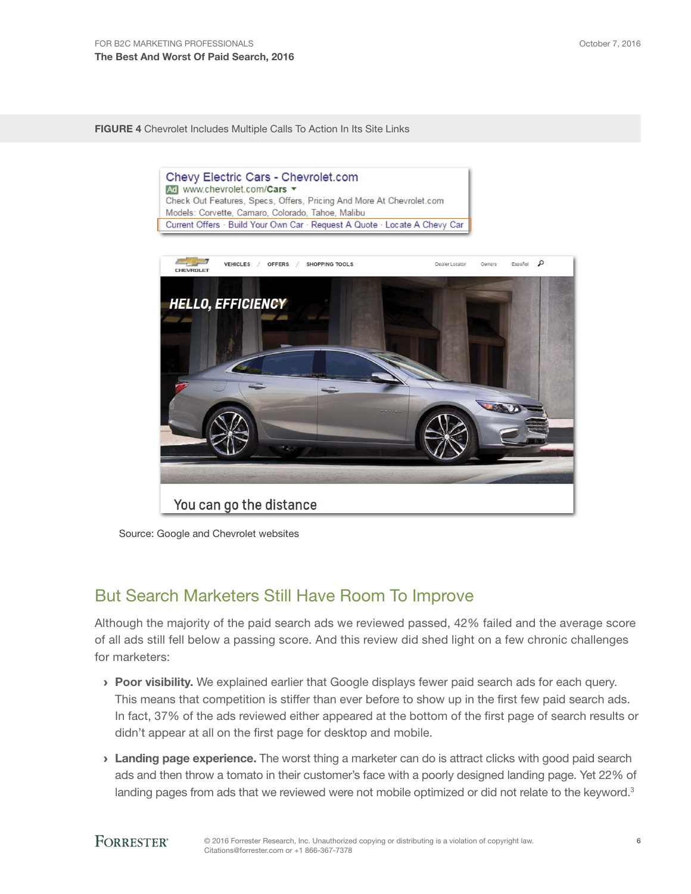**FIGURE 4** Chevrolet Includes Multiple Calls To Action In Its Site Links

Source: Google and Chevrolet websites

## But Search Marketers Still Have Room To Improve

Although the majority of the paid search ads we reviewed passed, 42% failed and the average score of all ads still fell below a passing score. And this review did shed light on a few chronic challenges for marketers:

› **Poor visibility.** We explained earlier that Google displays fewer paid search ads for each query. This means that competition is stiffer than ever before to show up in the first few paid search ads. In fact, 37% of the ads reviewed either appeared at the bottom of the first page of search results or didn't appear at all on the first page for desktop and mobile.

› **Landing page experience.** The worst thing a marketer can do is attract clicks with good paid search ads and then throw a tomato in their customer's face with a poorly designed landing page. Yet 22% of landing pages from ads that we reviewed were not mobile optimized or did not relate to the keyword.[3]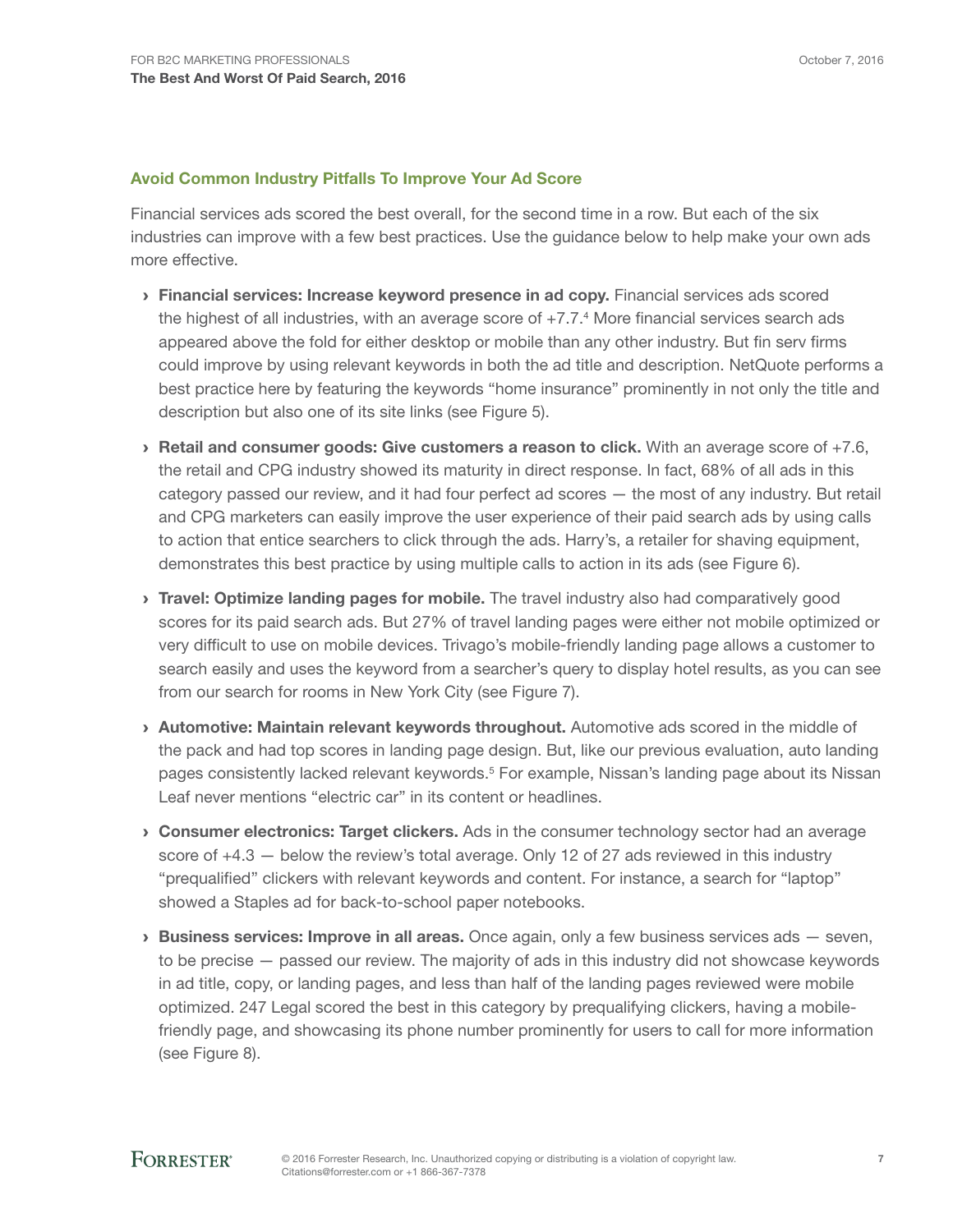## Avoid Common Industry Pitfalls To Improve Your Ad Score

Financial services ads scored the best overall, for the second time in a row. But each of the six industries can improve with a few best practices. Use the guidance below to help make your own ads more effective.

- **Financial services: Increase keyword presence in ad copy.** Financial services ads scored the highest of all industries, with an average score of +7.7.[4] More financial services search ads appeared above the fold for either desktop or mobile than any other industry. But fin serv firms could improve by using relevant keywords in both the ad title and description. NetQuote performs a best practice here by featuring the keywords "home insurance" prominently in not only the title and description but also one of its site links (see Figure 5).

- **Retail and consumer goods: Give customers a reason to click.** With an average score of +7.6, the retail and CPG industry showed its maturity in direct response. In fact, 68% of all ads in this category passed our review, and it had four perfect ad scores — the most of any industry. But retail and CPG marketers can easily improve the user experience of their paid search ads by using calls to action that entice searchers to click through the ads. Harry's, a retailer for shaving equipment, demonstrates this best practice by using multiple calls to action in its ads (see Figure 6).

- **Travel: Optimize landing pages for mobile.** The travel industry also had comparatively good scores for its paid search ads. But 27% of travel landing pages were either not mobile optimized or very difficult to use on mobile devices. Trivago's mobile-friendly landing page allows a customer to search easily and uses the keyword from a searcher's query to display hotel results, as you can see from our search for rooms in New York City (see Figure 7).

- **Automotive: Maintain relevant keywords throughout.** Automotive ads scored in the middle of the pack and had top scores in landing page design. But, like our previous evaluation, auto landing pages consistently lacked relevant keywords.[5] For example, Nissan's landing page about its Nissan Leaf never mentions "electric car" in its content or headlines.

- **Consumer electronics: Target clickers.** Ads in the consumer technology sector had an average score of +4.3 — below the review's total average. Only 12 of 27 ads reviewed in this industry "prequalified" clickers with relevant keywords and content. For instance, a search for "laptop" showed a Staples ad for back-to-school paper notebooks.

- **Business services: Improve in all areas.** Once again, only a few business services ads — seven, to be precise — passed our review. The majority of ads in this industry did not showcase keywords in ad title, copy, or landing pages, and less than half of the landing pages reviewed were mobile optimized. 247 Legal scored the best in this category by prequalifying clickers, having a mobile-friendly page, and showcasing its phone number prominently for users to call for more information (see Figure 8).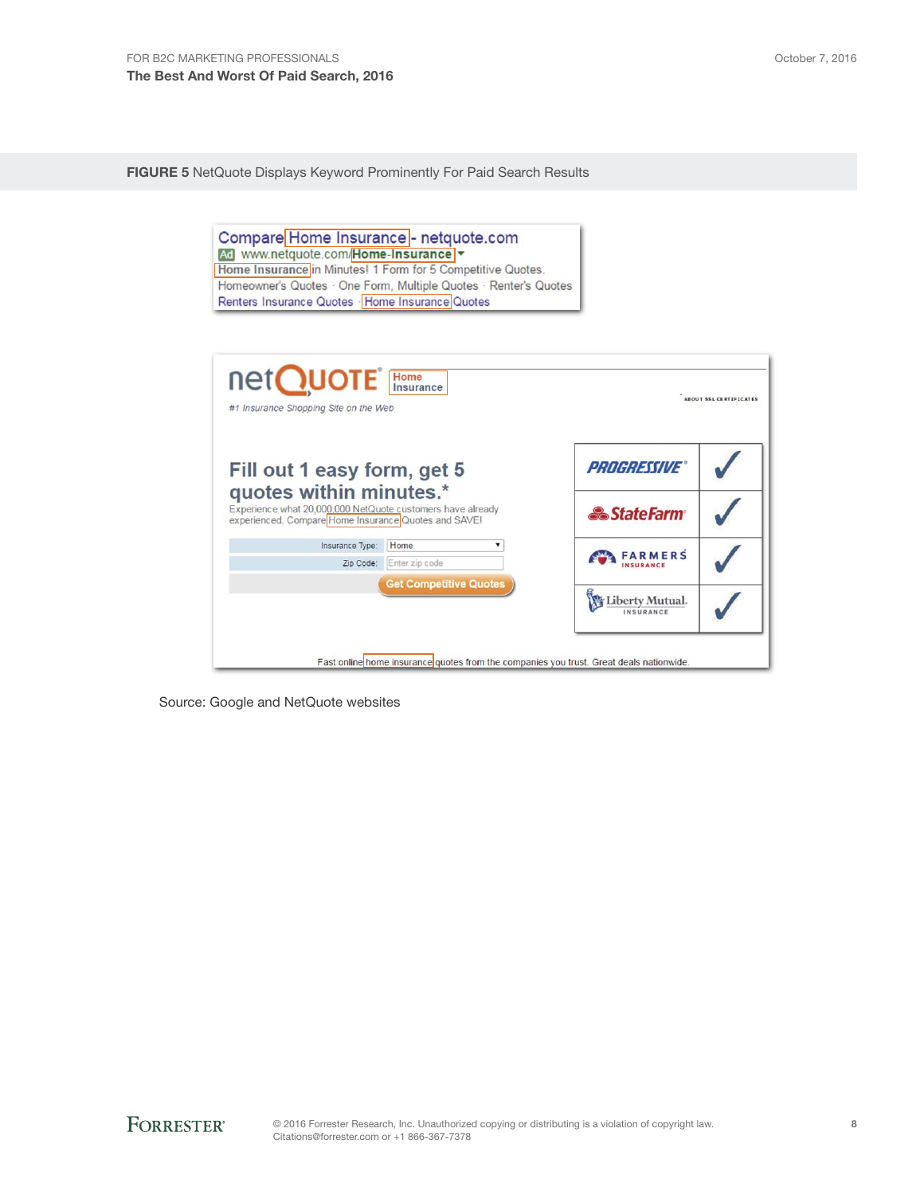**FIGURE 5** NetQuote Displays Keyword Prominently For Paid Search Results

Compare Home Insurance - netquote.com
Ad www.netquote.com/Home-Insurance
Home Insurance in Minutes! 1 Form for 5 Competitive Quotes.
Homeowner's Quotes · One Form, Multiple Quotes · Renter's Quotes
Renters Insurance Quotes · Home Insurance Quotes

netQUOTE Home Insurance
#1 Insurance Shopping Site on the Web

ABOUT SSL CERTIFICATES

Fill out 1 easy form, get 5 quotes within minutes.*

Experience what 20,000,000 NetQuote customers have already experienced. Compare Home Insurance Quotes and SAVE!

Insurance Type: Home
Zip Code: Enter zip code
Get Competitive Quotes

| | |
|---|---|
| PROGRESSIVE | ✓ |
| StateFarm | ✓ |
| FARMERS INSURANCE | ✓ |
| Liberty Mutual INSURANCE | ✓ |

Fast online home insurance quotes from the companies you trust. Great deals nationwide.

Source: Google and NetQuote websites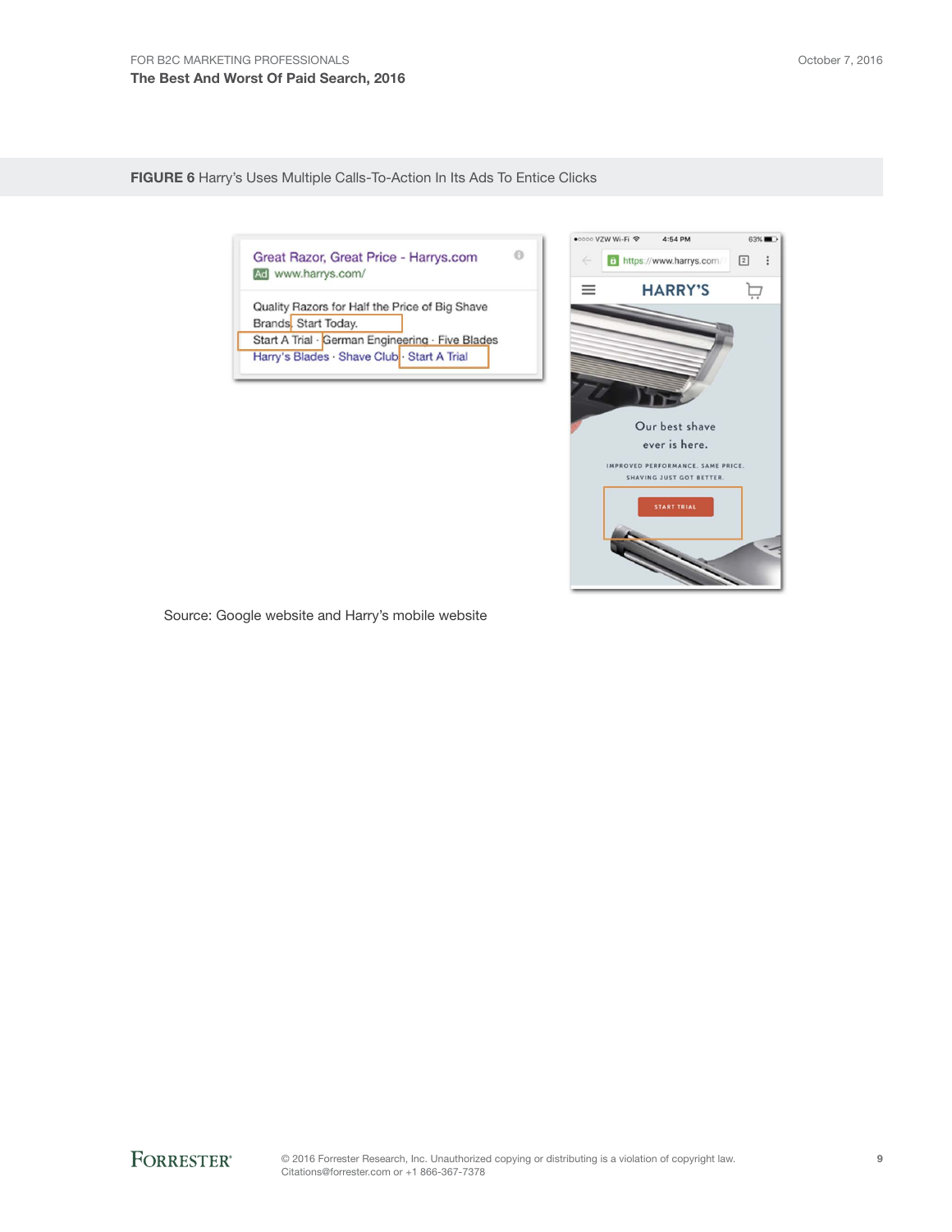**FIGURE 6** Harry's Uses Multiple Calls-To-Action In Its Ads To Entice Clicks

Great Razor, Great Price - Harrys.com
Ad www.harrys.com/

Quality Razors for Half the Price of Big Shave Brands. Start Today.
Start A Trial · German Engineering · Five Blades
Harry's Blades · Shave Club · Start A Trial

HARRY'S

Our best shave ever is here.

IMPROVED PERFORMANCE. SAME PRICE.
SHAVING JUST GOT BETTER.

START TRIAL

Source: Google website and Harry's mobile website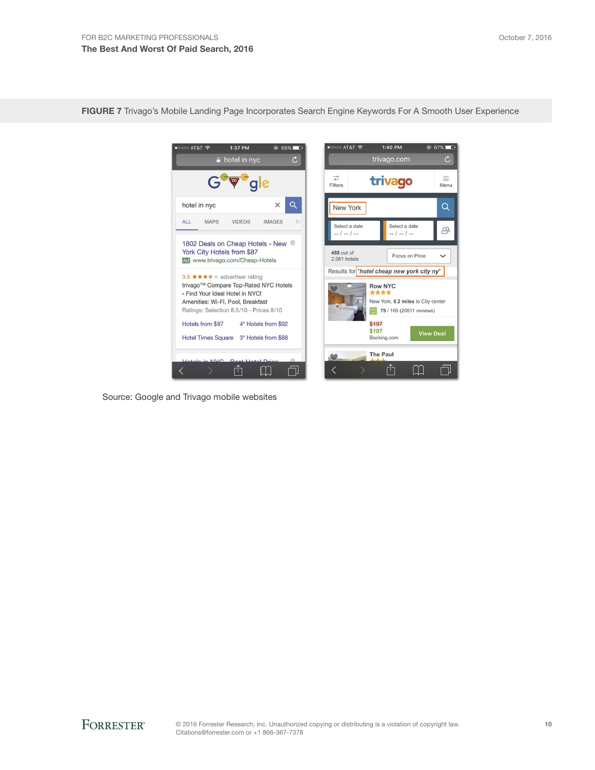**FIGURE 7** Trivago's Mobile Landing Page Incorporates Search Engine Keywords For A Smooth User Experience

Source: Google and Trivago mobile websites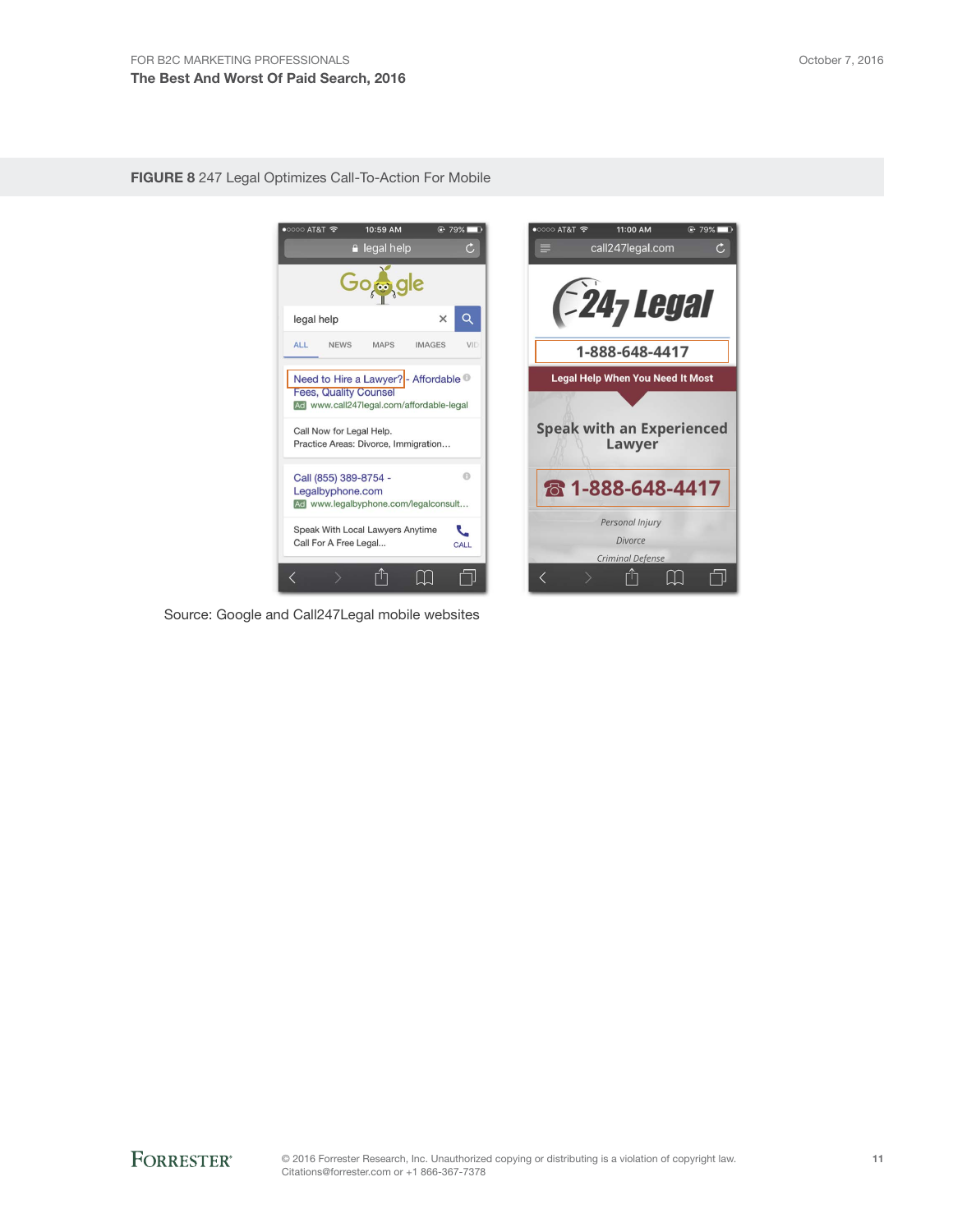**FIGURE 8** 247 Legal Optimizes Call-To-Action For Mobile

Source: Google and Call247Legal mobile websites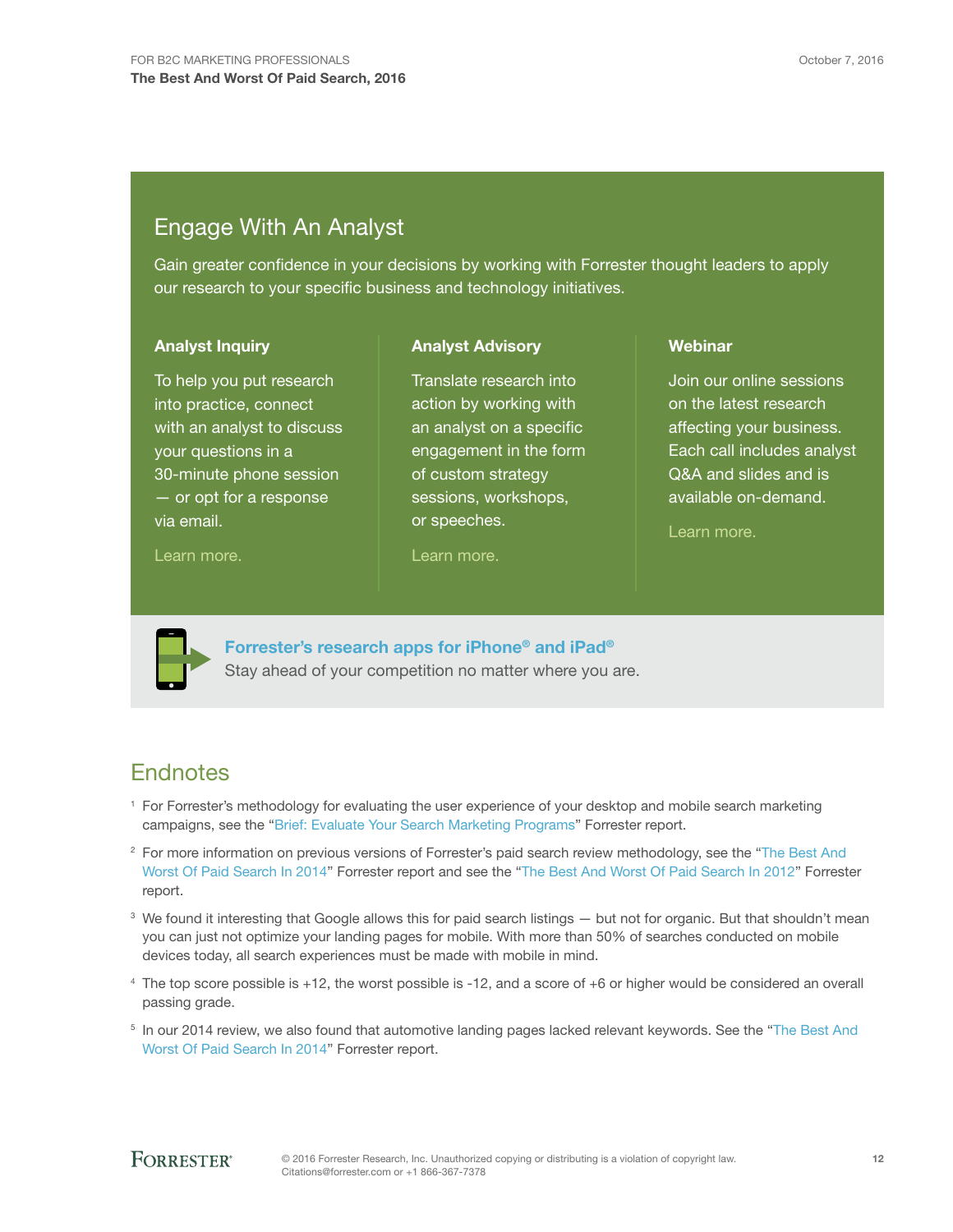## Engage With An Analyst

Gain greater confidence in your decisions by working with Forrester thought leaders to apply our research to your specific business and technology initiatives.

### Analyst Inquiry

To help you put research into practice, connect with an analyst to discuss your questions in a 30-minute phone session — or opt for a response via email.

Learn more.

### Analyst Advisory

Translate research into action by working with an analyst on a specific engagement in the form of custom strategy sessions, workshops, or speeches.

Learn more.

### Webinar

Join our online sessions on the latest research affecting your business. Each call includes analyst Q&A and slides and is available on-demand.

Learn more.

**Forrester's research apps for iPhone® and iPad®**

Stay ahead of your competition no matter where you are.

## Endnotes

[1] For Forrester's methodology for evaluating the user experience of your desktop and mobile search marketing campaigns, see the "Brief: Evaluate Your Search Marketing Programs" Forrester report.

[2] For more information on previous versions of Forrester's paid search review methodology, see the "The Best And Worst Of Paid Search In 2014" Forrester report and see the "The Best And Worst Of Paid Search In 2012" Forrester report.

[3] We found it interesting that Google allows this for paid search listings — but not for organic. But that shouldn't mean you can just not optimize your landing pages for mobile. With more than 50% of searches conducted on mobile devices today, all search experiences must be made with mobile in mind.

[4] The top score possible is +12, the worst possible is -12, and a score of +6 or higher would be considered an overall passing grade.

[5] In our 2014 review, we also found that automotive landing pages lacked relevant keywords. See the "The Best And Worst Of Paid Search In 2014" Forrester report.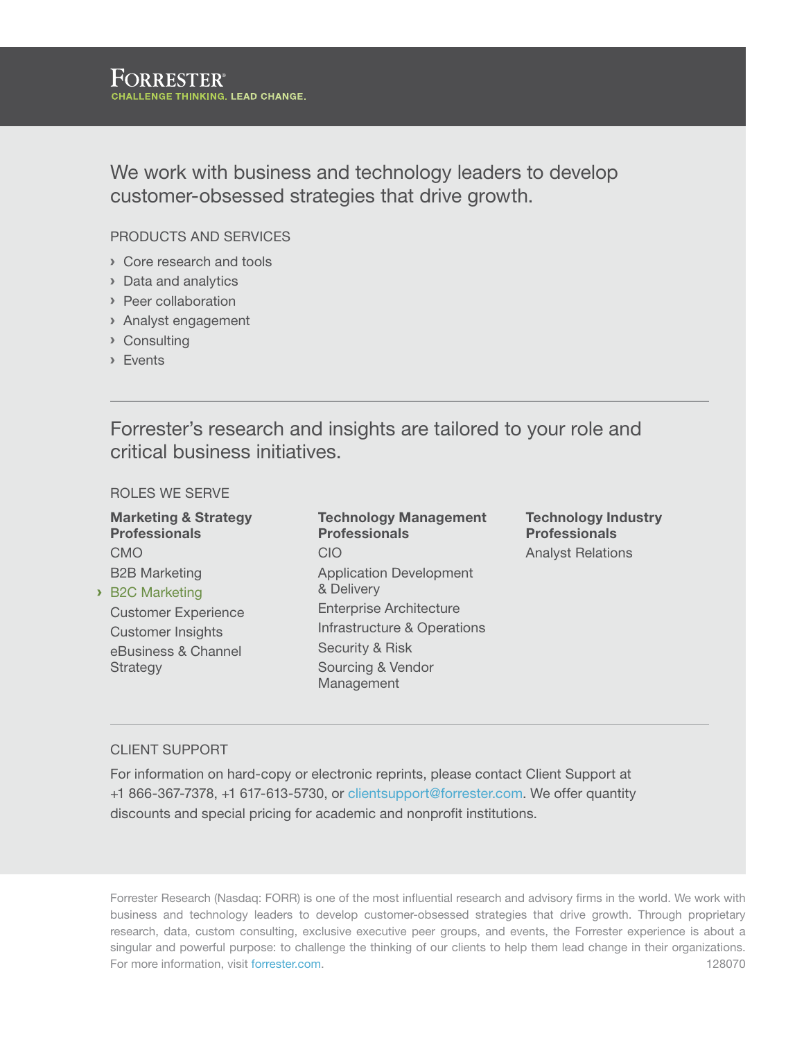**FORRESTER**
CHALLENGE THINKING. LEAD CHANGE.

## We work with business and technology leaders to develop customer-obsessed strategies that drive growth.

### PRODUCTS AND SERVICES

- Core research and tools
- Data and analytics
- Peer collaboration
- Analyst engagement
- Consulting
- Events

---

## Forrester's research and insights are tailored to your role and critical business initiatives.

### ROLES WE SERVE

**Marketing & Strategy Professionals**

CMO
B2B Marketing
› B2C Marketing
Customer Experience
Customer Insights
eBusiness & Channel Strategy

**Technology Management Professionals**

CIO
Application Development & Delivery
Enterprise Architecture
Infrastructure & Operations
Security & Risk
Sourcing & Vendor Management

**Technology Industry Professionals**

Analyst Relations

---

### CLIENT SUPPORT

For information on hard-copy or electronic reprints, please contact Client Support at +1 866-367-7378, +1 617-613-5730, or clientsupport@forrester.com. We offer quantity discounts and special pricing for academic and nonprofit institutions.

Forrester Research (Nasdaq: FORR) is one of the most influential research and advisory firms in the world. We work with business and technology leaders to develop customer-obsessed strategies that drive growth. Through proprietary research, data, custom consulting, exclusive executive peer groups, and events, the Forrester experience is about a singular and powerful purpose: to challenge the thinking of our clients to help them lead change in their organizations. For more information, visit forrester.com.

128070